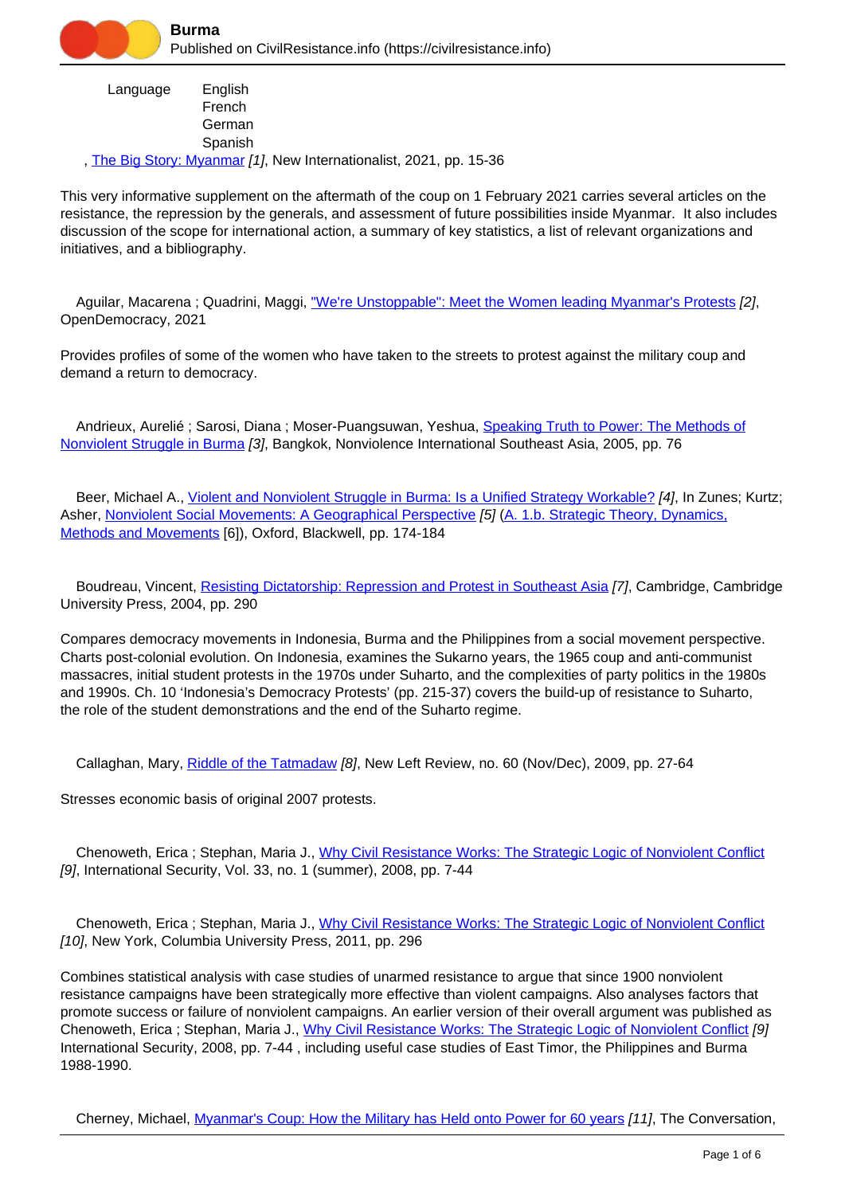# Burma

Published on CivilResistance.info (https://civilresistance.info)

| Language | English |
| --- | --- |
| | French |
| | German |
| | Spanish |

, The Big Story: Myanmar [1], New Internationalist, 2021, pp. 15-36

This very informative supplement on the aftermath of the coup on 1 February 2021 carries several articles on the resistance, the repression by the generals, and assessment of future possibilities inside Myanmar. It also includes discussion of the scope for international action, a summary of key statistics, a list of relevant organizations and initiatives, and a bibliography.

Aguilar, Macarena ; Quadrini, Maggi, "We're Unstoppable": Meet the Women leading Myanmar's Protests [2], OpenDemocracy, 2021

Provides profiles of some of the women who have taken to the streets to protest against the military coup and demand a return to democracy.

Andrieux, Aurelié ; Sarosi, Diana ; Moser-Puangsuwan, Yeshua, Speaking Truth to Power: The Methods of Nonviolent Struggle in Burma [3], Bangkok, Nonviolence International Southeast Asia, 2005, pp. 76

Beer, Michael A., Violent and Nonviolent Struggle in Burma: Is a Unified Strategy Workable? [4], In Zunes; Kurtz; Asher, Nonviolent Social Movements: A Geographical Perspective [5] (A. 1.b. Strategic Theory, Dynamics, Methods and Movements [6]), Oxford, Blackwell, pp. 174-184

Boudreau, Vincent, Resisting Dictatorship: Repression and Protest in Southeast Asia [7], Cambridge, Cambridge University Press, 2004, pp. 290

Compares democracy movements in Indonesia, Burma and the Philippines from a social movement perspective. Charts post-colonial evolution. On Indonesia, examines the Sukarno years, the 1965 coup and anti-communist massacres, initial student protests in the 1970s under Suharto, and the complexities of party politics in the 1980s and 1990s. Ch. 10 'Indonesia's Democracy Protests' (pp. 215-37) covers the build-up of resistance to Suharto, the role of the student demonstrations and the end of the Suharto regime.

Callaghan, Mary, Riddle of the Tatmadaw [8], New Left Review, no. 60 (Nov/Dec), 2009, pp. 27-64

Stresses economic basis of original 2007 protests.

Chenoweth, Erica ; Stephan, Maria J., Why Civil Resistance Works: The Strategic Logic of Nonviolent Conflict [9], International Security, Vol. 33, no. 1 (summer), 2008, pp. 7-44

Chenoweth, Erica ; Stephan, Maria J., Why Civil Resistance Works: The Strategic Logic of Nonviolent Conflict [10], New York, Columbia University Press, 2011, pp. 296

Combines statistical analysis with case studies of unarmed resistance to argue that since 1900 nonviolent resistance campaigns have been strategically more effective than violent campaigns. Also analyses factors that promote success or failure of nonviolent campaigns. An earlier version of their overall argument was published as Chenoweth, Erica ; Stephan, Maria J., Why Civil Resistance Works: The Strategic Logic of Nonviolent Conflict [9] International Security, 2008, pp. 7-44 , including useful case studies of East Timor, the Philippines and Burma 1988-1990.

Cherney, Michael, Myanmar's Coup: How the Military has Held onto Power for 60 years [11], The Conversation,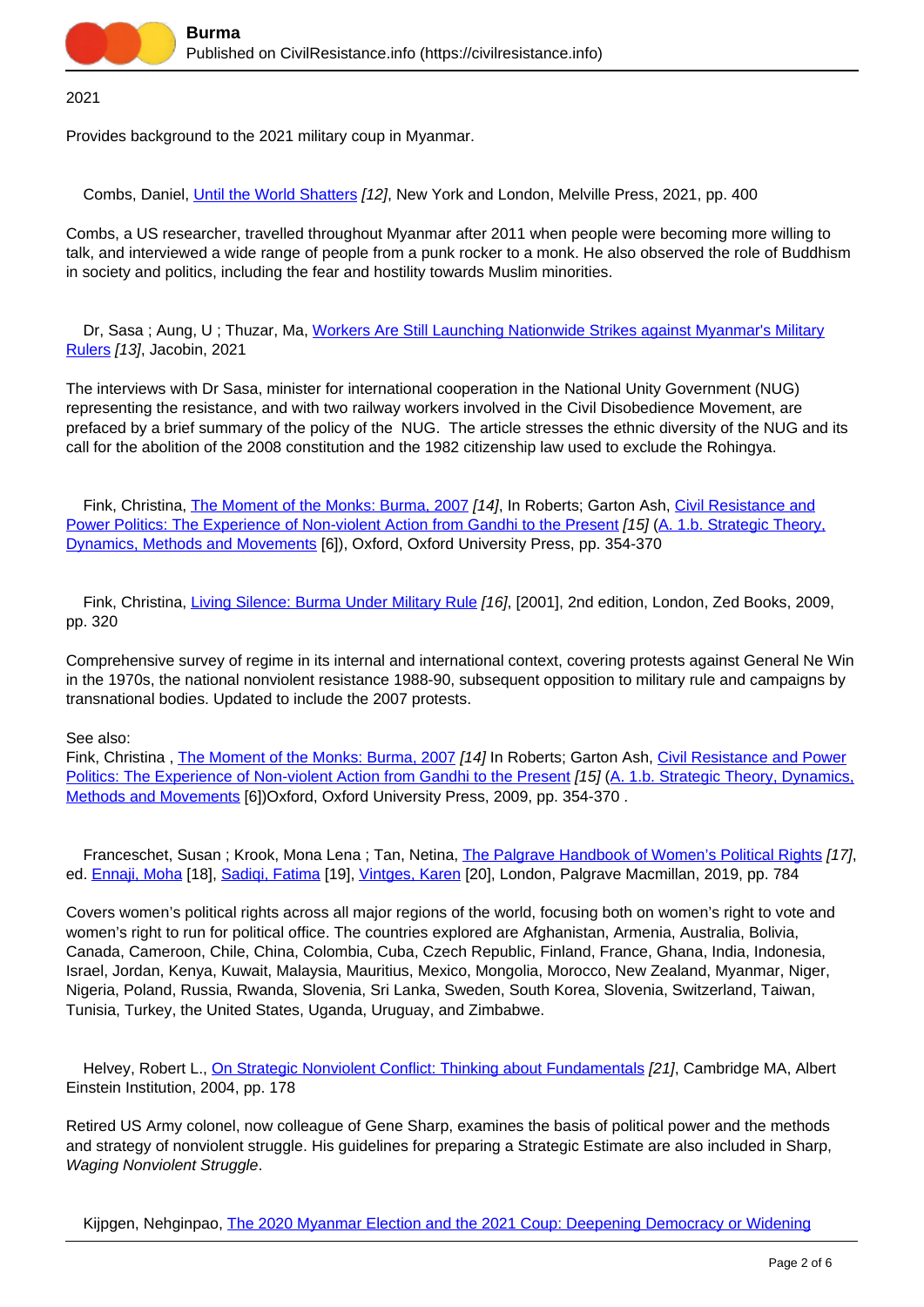2021

Provides background to the 2021 military coup in Myanmar.

Combs, Daniel, Until the World Shatters *[12]*, New York and London, Melville Press, 2021, pp. 400

Combs, a US researcher, travelled throughout Myanmar after 2011 when people were becoming more willing to talk, and interviewed a wide range of people from a punk rocker to a monk. He also observed the role of Buddhism in society and politics, including the fear and hostility towards Muslim minorities.

Dr, Sasa ; Aung, U ; Thuzar, Ma, Workers Are Still Launching Nationwide Strikes against Myanmar's Military Rulers *[13]*, Jacobin, 2021

The interviews with Dr Sasa, minister for international cooperation in the National Unity Government (NUG) representing the resistance, and with two railway workers involved in the Civil Disobedience Movement, are prefaced by a brief summary of the policy of the NUG. The article stresses the ethnic diversity of the NUG and its call for the abolition of the 2008 constitution and the 1982 citizenship law used to exclude the Rohingya.

Fink, Christina, The Moment of the Monks: Burma, 2007 *[14]*, In Roberts; Garton Ash, Civil Resistance and Power Politics: The Experience of Non-violent Action from Gandhi to the Present *[15]* (A. 1.b. Strategic Theory, Dynamics, Methods and Movements [6]), Oxford, Oxford University Press, pp. 354-370

Fink, Christina, Living Silence: Burma Under Military Rule *[16]*, [2001], 2nd edition, London, Zed Books, 2009, pp. 320

Comprehensive survey of regime in its internal and international context, covering protests against General Ne Win in the 1970s, the national nonviolent resistance 1988-90, subsequent opposition to military rule and campaigns by transnational bodies. Updated to include the 2007 protests.

See also:
Fink, Christina , The Moment of the Monks: Burma, 2007 *[14]* In Roberts; Garton Ash, Civil Resistance and Power Politics: The Experience of Non-violent Action from Gandhi to the Present *[15]* (A. 1.b. Strategic Theory, Dynamics, Methods and Movements [6])Oxford, Oxford University Press, 2009, pp. 354-370 .

Franceschet, Susan ; Krook, Mona Lena ; Tan, Netina, The Palgrave Handbook of Women's Political Rights *[17]*, ed. Ennaji, Moha [18], Sadiqi, Fatima [19], Vintges, Karen [20], London, Palgrave Macmillan, 2019, pp. 784

Covers women's political rights across all major regions of the world, focusing both on women's right to vote and women's right to run for political office. The countries explored are Afghanistan, Armenia, Australia, Bolivia, Canada, Cameroon, Chile, China, Colombia, Cuba, Czech Republic, Finland, France, Ghana, India, Indonesia, Israel, Jordan, Kenya, Kuwait, Malaysia, Mauritius, Mexico, Mongolia, Morocco, New Zealand, Myanmar, Niger, Nigeria, Poland, Russia, Rwanda, Slovenia, Sri Lanka, Sweden, South Korea, Slovenia, Switzerland, Taiwan, Tunisia, Turkey, the United States, Uganda, Uruguay, and Zimbabwe.

Helvey, Robert L., On Strategic Nonviolent Conflict: Thinking about Fundamentals *[21]*, Cambridge MA, Albert Einstein Institution, 2004, pp. 178

Retired US Army colonel, now colleague of Gene Sharp, examines the basis of political power and the methods and strategy of nonviolent struggle. His guidelines for preparing a Strategic Estimate are also included in Sharp, *Waging Nonviolent Struggle*.

Kijpgen, Nehginpao, The 2020 Myanmar Election and the 2021 Coup: Deepening Democracy or Widening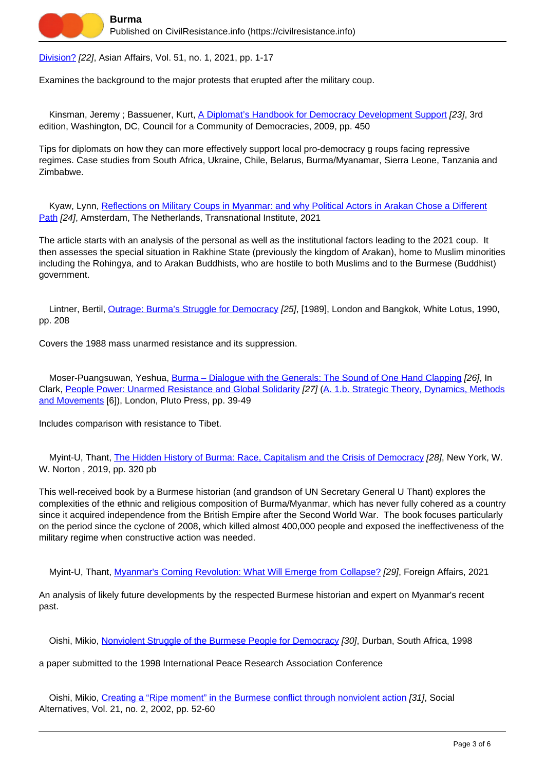Division? [22], Asian Affairs, Vol. 51, no. 1, 2021, pp. 1-17

Examines the background to the major protests that erupted after the military coup.

Kinsman, Jeremy ; Bassuener, Kurt, A Diplomat's Handbook for Democracy Development Support [23], 3rd edition, Washington, DC, Council for a Community of Democracies, 2009, pp. 450

Tips for diplomats on how they can more effectively support local pro-democracy g roups facing repressive regimes. Case studies from South Africa, Ukraine, Chile, Belarus, Burma/Myanamar, Sierra Leone, Tanzania and Zimbabwe.

Kyaw, Lynn, Reflections on Military Coups in Myanmar: and why Political Actors in Arakan Chose a Different Path [24], Amsterdam, The Netherlands, Transnational Institute, 2021

The article starts with an analysis of the personal as well as the institutional factors leading to the 2021 coup. It then assesses the special situation in Rakhine State (previously the kingdom of Arakan), home to Muslim minorities including the Rohingya, and to Arakan Buddhists, who are hostile to both Muslims and to the Burmese (Buddhist) government.

Lintner, Bertil, Outrage: Burma's Struggle for Democracy [25], [1989], London and Bangkok, White Lotus, 1990, pp. 208

Covers the 1988 mass unarmed resistance and its suppression.

Moser-Puangsuwan, Yeshua, Burma – Dialogue with the Generals: The Sound of One Hand Clapping [26], In Clark, People Power: Unarmed Resistance and Global Solidarity [27] (A. 1.b. Strategic Theory, Dynamics, Methods and Movements [6]), London, Pluto Press, pp. 39-49

Includes comparison with resistance to Tibet.

Myint-U, Thant, The Hidden History of Burma: Race, Capitalism and the Crisis of Democracy [28], New York, W. W. Norton , 2019, pp. 320 pb

This well-received book by a Burmese historian (and grandson of UN Secretary General U Thant) explores the complexities of the ethnic and religious composition of Burma/Myanmar, which has never fully cohered as a country since it acquired independence from the British Empire after the Second World War. The book focuses particularly on the period since the cyclone of 2008, which killed almost 400,000 people and exposed the ineffectiveness of the military regime when constructive action was needed.

Myint-U, Thant, Myanmar's Coming Revolution: What Will Emerge from Collapse? [29], Foreign Affairs, 2021

An analysis of likely future developments by the respected Burmese historian and expert on Myanmar's recent past.

Oishi, Mikio, Nonviolent Struggle of the Burmese People for Democracy [30], Durban, South Africa, 1998

a paper submitted to the 1998 International Peace Research Association Conference

Oishi, Mikio, Creating a "Ripe moment" in the Burmese conflict through nonviolent action [31], Social Alternatives, Vol. 21, no. 2, 2002, pp. 52-60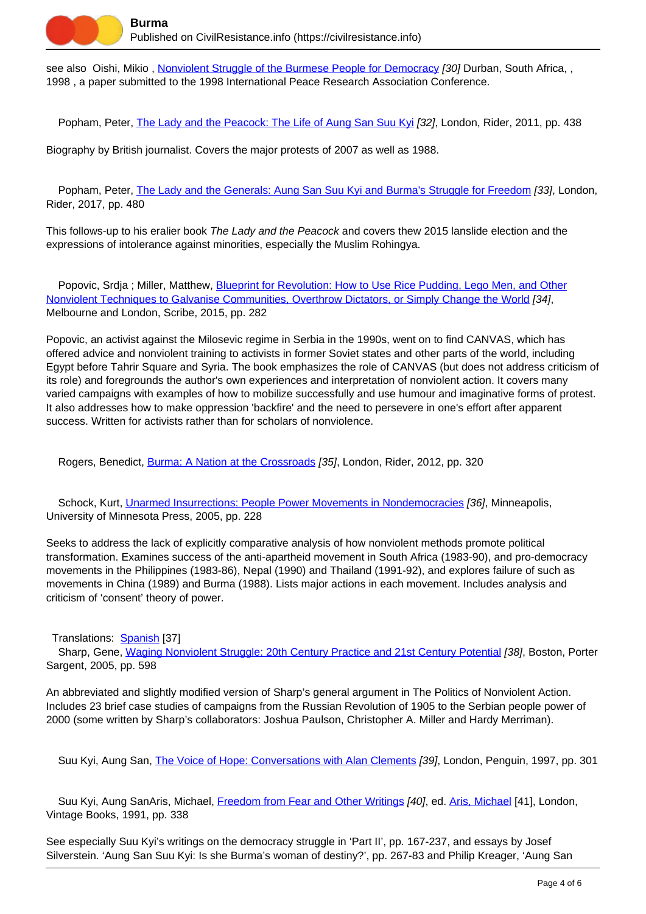see also Oishi, Mikio , Nonviolent Struggle of the Burmese People for Democracy [30] Durban, South Africa, , 1998 , a paper submitted to the 1998 International Peace Research Association Conference.

Popham, Peter, The Lady and the Peacock: The Life of Aung San Suu Kyi [32], London, Rider, 2011, pp. 438

Biography by British journalist. Covers the major protests of 2007 as well as 1988.

Popham, Peter, The Lady and the Generals: Aung San Suu Kyi and Burma's Struggle for Freedom [33], London, Rider, 2017, pp. 480

This follows-up to his eralier book *The Lady and the Peacock* and covers thew 2015 lanslide election and the expressions of intolerance against minorities, especially the Muslim Rohingya.

Popovic, Srdja ; Miller, Matthew, Blueprint for Revolution: How to Use Rice Pudding, Lego Men, and Other Nonviolent Techniques to Galvanise Communities, Overthrow Dictators, or Simply Change the World [34], Melbourne and London, Scribe, 2015, pp. 282

Popovic, an activist against the Milosevic regime in Serbia in the 1990s, went on to find CANVAS, which has offered advice and nonviolent training to activists in former Soviet states and other parts of the world, including Egypt before Tahrir Square and Syria. The book emphasizes the role of CANVAS (but does not address criticism of its role) and foregrounds the author's own experiences and interpretation of nonviolent action. It covers many varied campaigns with examples of how to mobilize successfully and use humour and imaginative forms of protest. It also addresses how to make oppression 'backfire' and the need to persevere in one's effort after apparent success. Written for activists rather than for scholars of nonviolence.

Rogers, Benedict, Burma: A Nation at the Crossroads [35], London, Rider, 2012, pp. 320

Schock, Kurt, Unarmed Insurrections: People Power Movements in Nondemocracies [36], Minneapolis, University of Minnesota Press, 2005, pp. 228

Seeks to address the lack of explicitly comparative analysis of how nonviolent methods promote political transformation. Examines success of the anti-apartheid movement in South Africa (1983-90), and pro-democracy movements in the Philippines (1983-86), Nepal (1990) and Thailand (1991-92), and explores failure of such as movements in China (1989) and Burma (1988). Lists major actions in each movement. Includes analysis and criticism of 'consent' theory of power.

Translations: Spanish [37]

Sharp, Gene, Waging Nonviolent Struggle: 20th Century Practice and 21st Century Potential [38], Boston, Porter Sargent, 2005, pp. 598

An abbreviated and slightly modified version of Sharp's general argument in The Politics of Nonviolent Action. Includes 23 brief case studies of campaigns from the Russian Revolution of 1905 to the Serbian people power of 2000 (some written by Sharp's collaborators: Joshua Paulson, Christopher A. Miller and Hardy Merriman).

Suu Kyi, Aung San, The Voice of Hope: Conversations with Alan Clements [39], London, Penguin, 1997, pp. 301

Suu Kyi, Aung SanAris, Michael, Freedom from Fear and Other Writings [40], ed. Aris, Michael [41], London, Vintage Books, 1991, pp. 338

See especially Suu Kyi's writings on the democracy struggle in 'Part II', pp. 167-237, and essays by Josef Silverstein. 'Aung San Suu Kyi: Is she Burma's woman of destiny?', pp. 267-83 and Philip Kreager, 'Aung San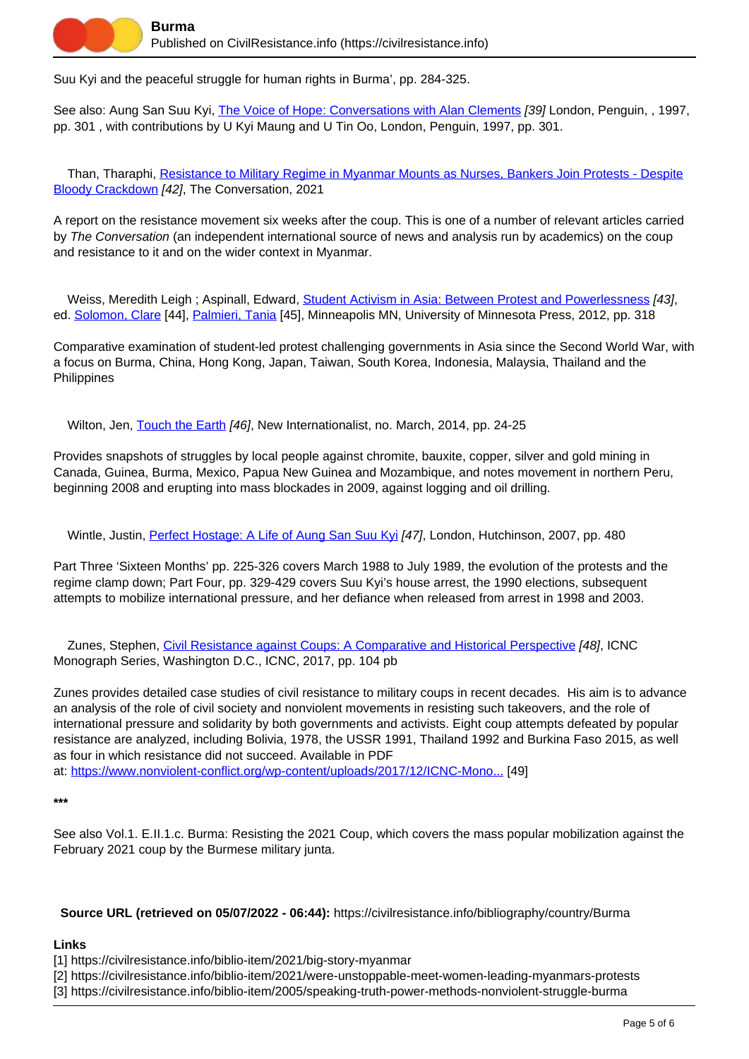Suu Kyi and the peaceful struggle for human rights in Burma', pp. 284-325.

See also: Aung San Suu Kyi, [The Voice of Hope: Conversations with Alan Clements](#) *[39]* London, Penguin, , 1997, pp. 301 , with contributions by U Kyi Maung and U Tin Oo, London, Penguin, 1997, pp. 301.

Than, Tharaphi, [Resistance to Military Regime in Myanmar Mounts as Nurses, Bankers Join Protests - Despite Bloody Crackdown](#) *[42]*, The Conversation, 2021

A report on the resistance movement six weeks after the coup. This is one of a number of relevant articles carried by *The Conversation* (an independent international source of news and analysis run by academics) on the coup and resistance to it and on the wider context in Myanmar.

Weiss, Meredith Leigh ; Aspinall, Edward, [Student Activism in Asia: Between Protest and Powerlessness](#) *[43]*, ed. [Solomon, Clare](#) [44], [Palmieri, Tania](#) [45], Minneapolis MN, University of Minnesota Press, 2012, pp. 318

Comparative examination of student-led protest challenging governments in Asia since the Second World War, with a focus on Burma, China, Hong Kong, Japan, Taiwan, South Korea, Indonesia, Malaysia, Thailand and the Philippines

Wilton, Jen, [Touch the Earth](#) *[46]*, New Internationalist, no. March, 2014, pp. 24-25

Provides snapshots of struggles by local people against chromite, bauxite, copper, silver and gold mining in Canada, Guinea, Burma, Mexico, Papua New Guinea and Mozambique, and notes movement in northern Peru, beginning 2008 and erupting into mass blockades in 2009, against logging and oil drilling.

Wintle, Justin, [Perfect Hostage: A Life of Aung San Suu Kyi](#) *[47]*, London, Hutchinson, 2007, pp. 480

Part Three 'Sixteen Months' pp. 225-326 covers March 1988 to July 1989, the evolution of the protests and the regime clamp down; Part Four, pp. 329-429 covers Suu Kyi's house arrest, the 1990 elections, subsequent attempts to mobilize international pressure, and her defiance when released from arrest in 1998 and 2003.

Zunes, Stephen, [Civil Resistance against Coups: A Comparative and Historical Perspective](#) *[48]*, ICNC Monograph Series, Washington D.C., ICNC, 2017, pp. 104 pb

Zunes provides detailed case studies of civil resistance to military coups in recent decades. His aim is to advance an analysis of the role of civil society and nonviolent movements in resisting such takeovers, and the role of international pressure and solidarity by both governments and activists. Eight coup attempts defeated by popular resistance are analyzed, including Bolivia, 1978, the USSR 1991, Thailand 1992 and Burkina Faso 2015, as well as four in which resistance did not succeed. Available in PDF at: [https://www.nonviolent-conflict.org/wp-content/uploads/2017/12/ICNC-Mono...](https://www.nonviolent-conflict.org/wp-content/uploads/2017/12/ICNC-Mono...) [49]

**\*\*\***

See also Vol.1. E.II.1.c. Burma: Resisting the 2021 Coup, which covers the mass popular mobilization against the February 2021 coup by the Burmese military junta.

**Source URL (retrieved on 05/07/2022 - 06:44):** https://civilresistance.info/bibliography/country/Burma

**Links**

[1] https://civilresistance.info/biblio-item/2021/big-story-myanmar
[2] https://civilresistance.info/biblio-item/2021/were-unstoppable-meet-women-leading-myanmars-protests
[3] https://civilresistance.info/biblio-item/2005/speaking-truth-power-methods-nonviolent-struggle-burma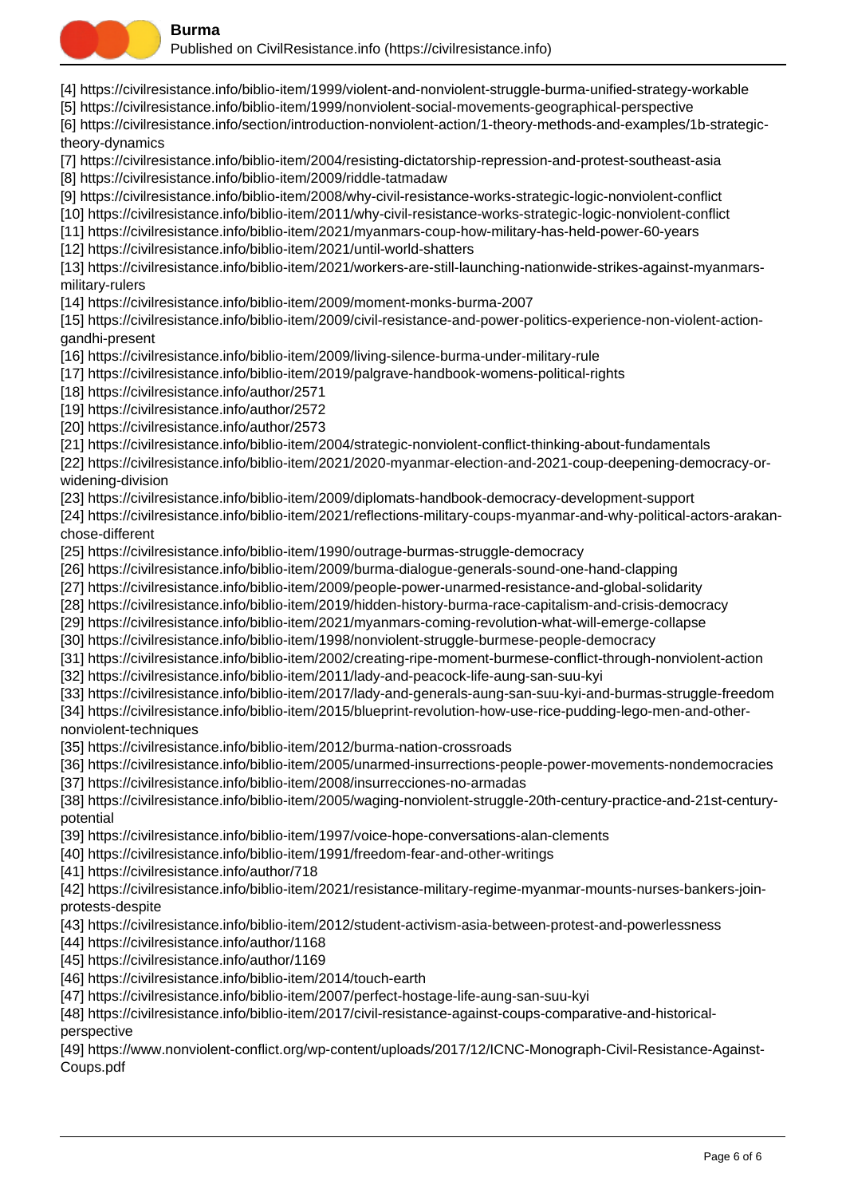[4] https://civilresistance.info/biblio-item/1999/violent-and-nonviolent-struggle-burma-unified-strategy-workable
[5] https://civilresistance.info/biblio-item/1999/nonviolent-social-movements-geographical-perspective
[6] https://civilresistance.info/section/introduction-nonviolent-action/1-theory-methods-and-examples/1b-strategic-theory-dynamics
[7] https://civilresistance.info/biblio-item/2004/resisting-dictatorship-repression-and-protest-southeast-asia
[8] https://civilresistance.info/biblio-item/2009/riddle-tatmadaw
[9] https://civilresistance.info/biblio-item/2008/why-civil-resistance-works-strategic-logic-nonviolent-conflict
[10] https://civilresistance.info/biblio-item/2011/why-civil-resistance-works-strategic-logic-nonviolent-conflict
[11] https://civilresistance.info/biblio-item/2021/myanmars-coup-how-military-has-held-power-60-years
[12] https://civilresistance.info/biblio-item/2021/until-world-shatters
[13] https://civilresistance.info/biblio-item/2021/workers-are-still-launching-nationwide-strikes-against-myanmars-military-rulers
[14] https://civilresistance.info/biblio-item/2009/moment-monks-burma-2007
[15] https://civilresistance.info/biblio-item/2009/civil-resistance-and-power-politics-experience-non-violent-action-gandhi-present
[16] https://civilresistance.info/biblio-item/2009/living-silence-burma-under-military-rule
[17] https://civilresistance.info/biblio-item/2019/palgrave-handbook-womens-political-rights
[18] https://civilresistance.info/author/2571
[19] https://civilresistance.info/author/2572
[20] https://civilresistance.info/author/2573
[21] https://civilresistance.info/biblio-item/2004/strategic-nonviolent-conflict-thinking-about-fundamentals
[22] https://civilresistance.info/biblio-item/2021/2020-myanmar-election-and-2021-coup-deepening-democracy-or-widening-division
[23] https://civilresistance.info/biblio-item/2009/diplomats-handbook-democracy-development-support
[24] https://civilresistance.info/biblio-item/2021/reflections-military-coups-myanmar-and-why-political-actors-arakan-chose-different
[25] https://civilresistance.info/biblio-item/1990/outrage-burmas-struggle-democracy
[26] https://civilresistance.info/biblio-item/2009/burma-dialogue-generals-sound-one-hand-clapping
[27] https://civilresistance.info/biblio-item/2009/people-power-unarmed-resistance-and-global-solidarity
[28] https://civilresistance.info/biblio-item/2019/hidden-history-burma-race-capitalism-and-crisis-democracy
[29] https://civilresistance.info/biblio-item/2021/myanmars-coming-revolution-what-will-emerge-collapse
[30] https://civilresistance.info/biblio-item/1998/nonviolent-struggle-burmese-people-democracy
[31] https://civilresistance.info/biblio-item/2002/creating-ripe-moment-burmese-conflict-through-nonviolent-action
[32] https://civilresistance.info/biblio-item/2011/lady-and-peacock-life-aung-san-suu-kyi
[33] https://civilresistance.info/biblio-item/2017/lady-and-generals-aung-san-suu-kyi-and-burmas-struggle-freedom
[34] https://civilresistance.info/biblio-item/2015/blueprint-revolution-how-use-rice-pudding-lego-men-and-other-nonviolent-techniques
[35] https://civilresistance.info/biblio-item/2012/burma-nation-crossroads
[36] https://civilresistance.info/biblio-item/2005/unarmed-insurrections-people-power-movements-nondemocracies
[37] https://civilresistance.info/biblio-item/2008/insurrecciones-no-armadas
[38] https://civilresistance.info/biblio-item/2005/waging-nonviolent-struggle-20th-century-practice-and-21st-century-potential
[39] https://civilresistance.info/biblio-item/1997/voice-hope-conversations-alan-clements
[40] https://civilresistance.info/biblio-item/1991/freedom-fear-and-other-writings
[41] https://civilresistance.info/author/718
[42] https://civilresistance.info/biblio-item/2021/resistance-military-regime-myanmar-mounts-nurses-bankers-join-protests-despite
[43] https://civilresistance.info/biblio-item/2012/student-activism-asia-between-protest-and-powerlessness
[44] https://civilresistance.info/author/1168
[45] https://civilresistance.info/author/1169
[46] https://civilresistance.info/biblio-item/2014/touch-earth
[47] https://civilresistance.info/biblio-item/2007/perfect-hostage-life-aung-san-suu-kyi
[48] https://civilresistance.info/biblio-item/2017/civil-resistance-against-coups-comparative-and-historical-perspective
[49] https://www.nonviolent-conflict.org/wp-content/uploads/2017/12/ICNC-Monograph-Civil-Resistance-Against-Coups.pdf